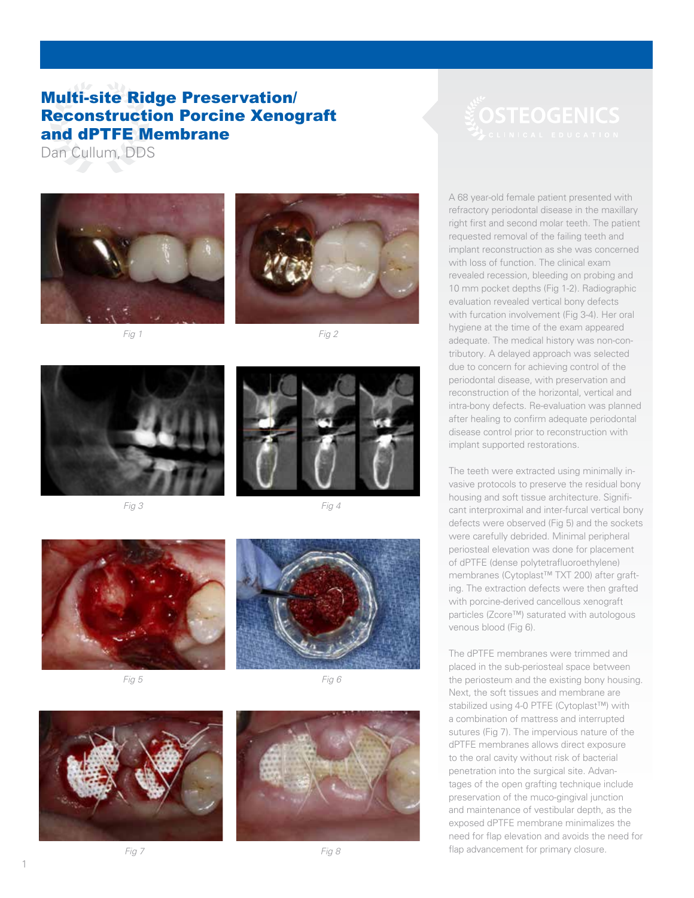# Multi-site Ridge Preservation/ Reconstruction Porcine Xenograft and dPTFE Membrane

Dan Cullum, DDS

Fig 1

Fig 2

Fig 3

Fig 4

Fig 5

Fig 6

Fig 7

Fig 8

A 68 year-old female patient presented with refractory periodontal disease in the maxillary right first and second molar teeth. The patient requested removal of the failing teeth and implant reconstruction as she was concerned with loss of function. The clinical exam revealed recession, bleeding on probing and 10 mm pocket depths (Fig 1-2). Radiographic evaluation revealed vertical bony defects with furcation involvement (Fig 3-4). Her oral hygiene at the time of the exam appeared adequate. The medical history was non-contributory. A delayed approach was selected due to concern for achieving control of the periodontal disease, with preservation and reconstruction of the horizontal, vertical and intra-bony defects. Re-evaluation was planned after healing to confirm adequate periodontal disease control prior to reconstruction with implant supported restorations.

The teeth were extracted using minimally invasive protocols to preserve the residual bony housing and soft tissue architecture. Significant interproximal and inter-furcal vertical bony defects were observed (Fig 5) and the sockets were carefully debrided. Minimal peripheral periosteal elevation was done for placement of dPTFE (dense polytetrafluoroethylene) membranes (Cytoplast™ TXT 200) after grafting. The extraction defects were then grafted with porcine-derived cancellous xenograft particles (Zcore™) saturated with autologous venous blood (Fig 6).

The dPTFE membranes were trimmed and placed in the sub-periosteal space between the periosteum and the existing bony housing. Next, the soft tissues and membrane are stabilized using 4-0 PTFE (Cytoplast™) with a combination of mattress and interrupted sutures (Fig 7). The impervious nature of the dPTFE membranes allows direct exposure to the oral cavity without risk of bacterial penetration into the surgical site. Advantages of the open grafting technique include preservation of the muco-gingival junction and maintenance of vestibular depth, as the exposed dPTFE membrane minimalizes the need for flap elevation and avoids the need for flap advancement for primary closure.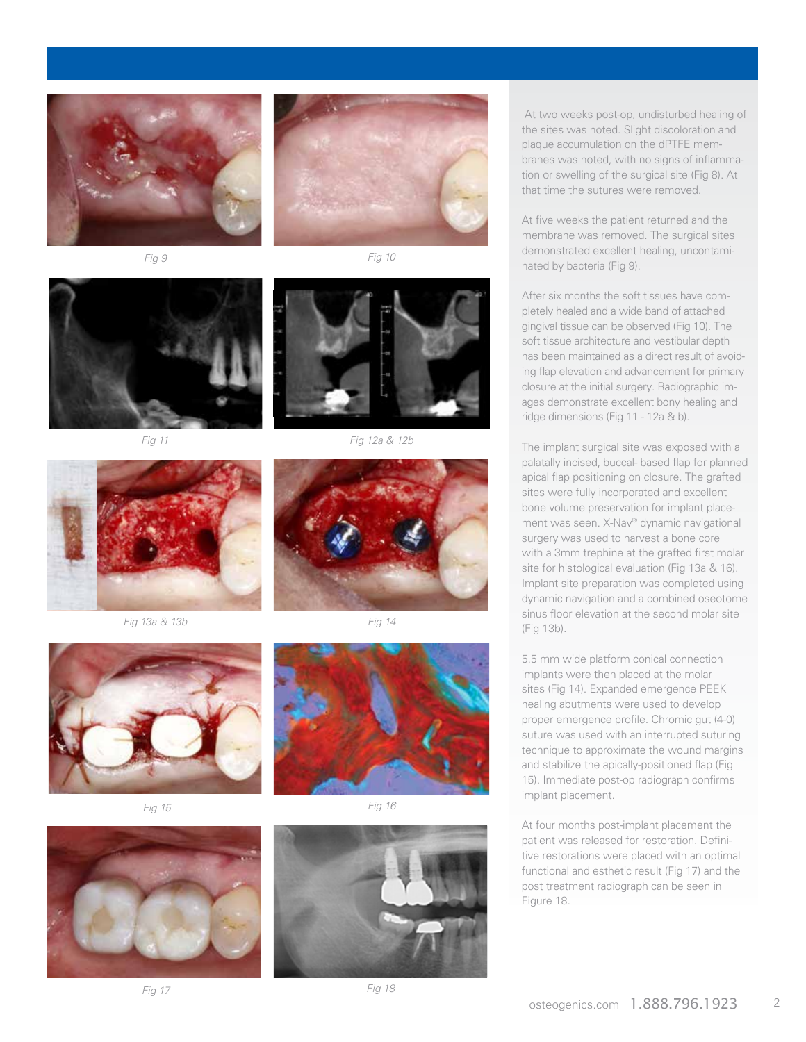Fig 9

Fig 10

Fig 11

Fig 12a & 12b

Fig 13a & 13b

Fig 14

Fig 15

Fig 16

Fig 17

Fig 18

At two weeks post-op, undisturbed healing of the sites was noted. Slight discoloration and plaque accumulation on the dPTFE membranes was noted, with no signs of inflammation or swelling of the surgical site (Fig 8). At that time the sutures were removed.

At five weeks the patient returned and the membrane was removed. The surgical sites demonstrated excellent healing, uncontaminated by bacteria (Fig 9).

After six months the soft tissues have completely healed and a wide band of attached gingival tissue can be observed (Fig 10). The soft tissue architecture and vestibular depth has been maintained as a direct result of avoiding flap elevation and advancement for primary closure at the initial surgery. Radiographic images demonstrate excellent bony healing and ridge dimensions (Fig 11 - 12a & b).

The implant surgical site was exposed with a palatally incised, buccal- based flap for planned apical flap positioning on closure. The grafted sites were fully incorporated and excellent bone volume preservation for implant placement was seen. X-Nav® dynamic navigational surgery was used to harvest a bone core with a 3mm trephine at the grafted first molar site for histological evaluation (Fig 13a & 16). Implant site preparation was completed using dynamic navigation and a combined oseotome sinus floor elevation at the second molar site (Fig 13b).

5.5 mm wide platform conical connection implants were then placed at the molar sites (Fig 14). Expanded emergence PEEK healing abutments were used to develop proper emergence profile. Chromic gut (4-0) suture was used with an interrupted suturing technique to approximate the wound margins and stabilize the apically-positioned flap (Fig 15). Immediate post-op radiograph confirms implant placement.

At four months post-implant placement the patient was released for restoration. Definitive restorations were placed with an optimal functional and esthetic result (Fig 17) and the post treatment radiograph can be seen in Figure 18.